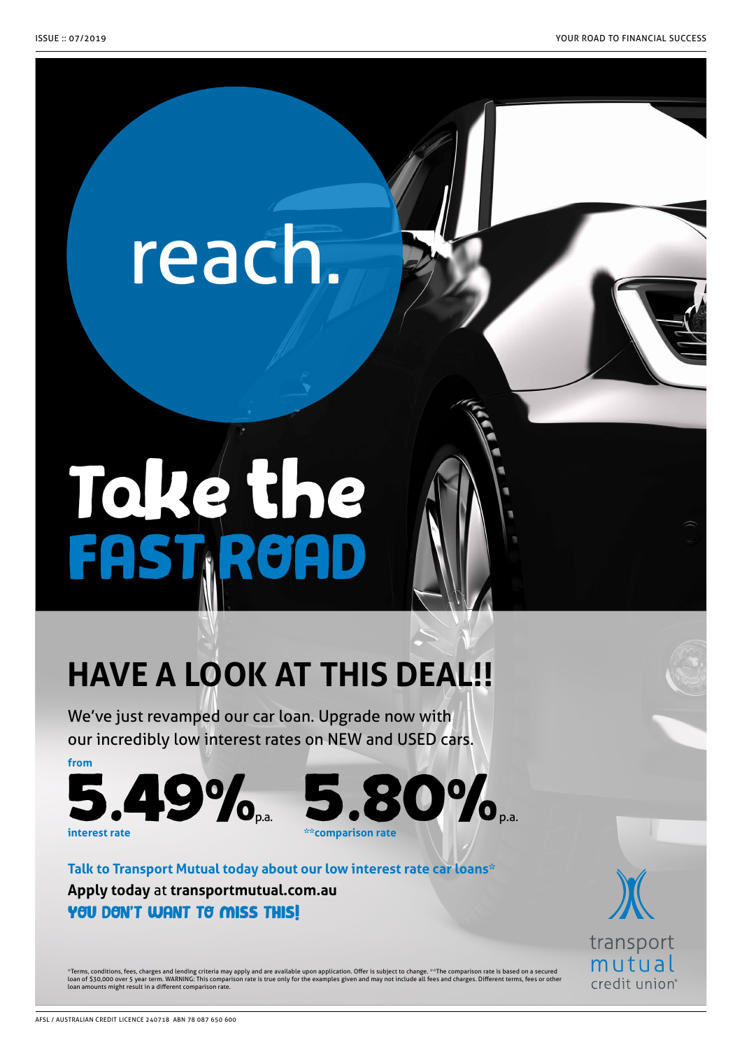# reach.

# Take the FAST ROAD

## HAVE A LOOK AT THIS DEAL!!

We've just revamped our car loan. Upgrade now with our incredibly low interest rates on NEW and USED cars.

from
**5.49%** p.a.
interest rate

**5.80%** p.a.
**comparison rate

**Talk to Transport Mutual today about our low interest rate car loans***

**Apply today** at **transportmutual.com.au**

**YOU DON'T WANT TO MISS THIS!**

transport mutual credit union®

*Terms, conditions, fees, charges and lending criteria may apply and are available upon application. Offer is subject to change. **The comparison rate is based on a secured loan of $30,000 over 5 year term. WARNING: This comparison rate is true only for the examples given and may not include all fees and charges. Different terms, fees or other loan amounts might result in a different comparison rate.

AFSL / AUSTRALIAN CREDIT LICENCE 240718 ABN 78 087 650 600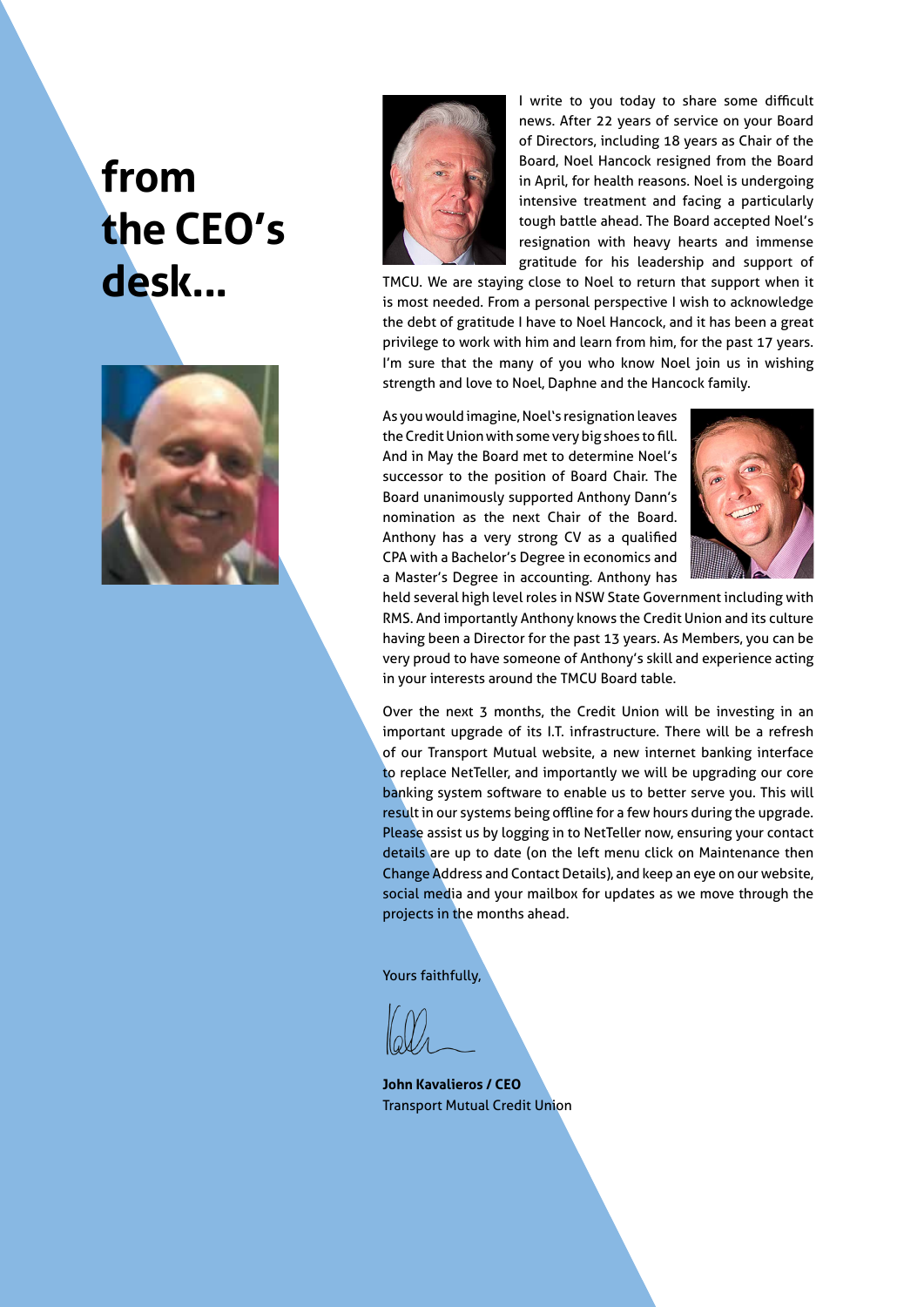# from the CEO's desk...

I write to you today to share some difficult news. After 22 years of service on your Board of Directors, including 18 years as Chair of the Board, Noel Hancock resigned from the Board in April, for health reasons. Noel is undergoing intensive treatment and facing a particularly tough battle ahead. The Board accepted Noel's resignation with heavy hearts and immense gratitude for his leadership and support of TMCU. We are staying close to Noel to return that support when it is most needed. From a personal perspective I wish to acknowledge the debt of gratitude I have to Noel Hancock, and it has been a great privilege to work with him and learn from him, for the past 17 years. I'm sure that the many of you who know Noel join us in wishing strength and love to Noel, Daphne and the Hancock family.

As you would imagine, Noel's resignation leaves the Credit Union with some very big shoes to fill. And in May the Board met to determine Noel's successor to the position of Board Chair. The Board unanimously supported Anthony Dann's nomination as the next Chair of the Board. Anthony has a very strong CV as a qualified CPA with a Bachelor's Degree in economics and a Master's Degree in accounting. Anthony has held several high level roles in NSW State Government including with RMS. And importantly Anthony knows the Credit Union and its culture having been a Director for the past 13 years. As Members, you can be very proud to have someone of Anthony's skill and experience acting in your interests around the TMCU Board table.

Over the next 3 months, the Credit Union will be investing in an important upgrade of its I.T. infrastructure. There will be a refresh of our Transport Mutual website, a new internet banking interface to replace NetTeller, and importantly we will be upgrading our core banking system software to enable us to better serve you. This will result in our systems being offline for a few hours during the upgrade. Please assist us by logging in to NetTeller now, ensuring your contact details are up to date (on the left menu click on Maintenance then Change Address and Contact Details), and keep an eye on our website, social media and your mailbox for updates as we move through the projects in the months ahead.

Yours faithfully,

**John Kavalieros / CEO**
Transport Mutual Credit Union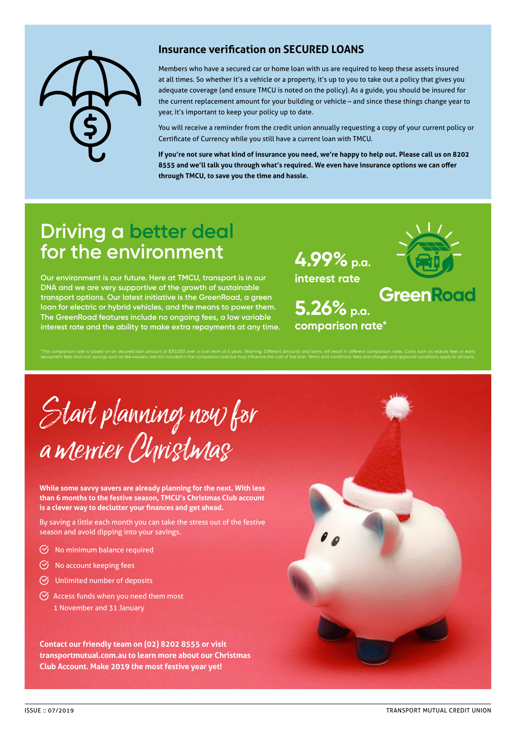## Insurance verification on SECURED LOANS

Members who have a secured car or home loan with us are required to keep these assets insured at all times. So whether it's a vehicle or a property, it's up to you to take out a policy that gives you adequate coverage (and ensure TMCU is noted on the policy). As a guide, you should be insured for the current replacement amount for your building or vehicle – and since these things change year to year, it's important to keep your policy up to date.

You will receive a reminder from the credit union annually requesting a copy of your current policy or Certificate of Currency while you still have a current loan with TMCU.

**If you're not sure what kind of insurance you need, we're happy to help out. Please call us on 8202 8555 and we'll talk you through what's required. We even have insurance options we can offer through TMCU, to save you the time and hassle.**

## Driving a better deal for the environment

Our environment is our future. Here at TMCU, transport is in our DNA and we are very supportive of the growth of sustainable transport options. Our latest initiative is the GreenRoad, a green loan for electric or hybrid vehicles, and the means to power them. The GreenRoad features include no ongoing fees, a low variable interest rate and the ability to make extra repayments at any time.

**4.99% p.a.**
**interest rate**

**5.26% p.a.**
**comparison rate***

GreenRoad

*The comparison rate is based on an secured loan amount of $30,000 over a loan term of 5 years. Warning: Different amounts and terms will result in different comparison rates. Costs such as redraw fees or early repayment fees and cost savings such as fee waivers, are not included in the comparison rate but may influence the cost of the loan. Terms and conditions, fees and charges and approval conditions apply to all loans.

## Start planning now for a merrier Christmas

**While some savvy savers are already planning for the next. With less than 6 months to the festive season, TMCU's Christmas Club account is a clever way to declutter your finances and get ahead.**

By saving a little each month you can take the stress out of the festive season and avoid dipping into your savings.

- No minimum balance required
- No account keeping fees
- Unlimited number of deposits
- Access funds when you need them most 1 November and 31 January

**Contact our friendly team on (02) 8202 8555 or visit transportmutual.com.au to learn more about our Christmas Club Account. Make 2019 the most festive year yet!**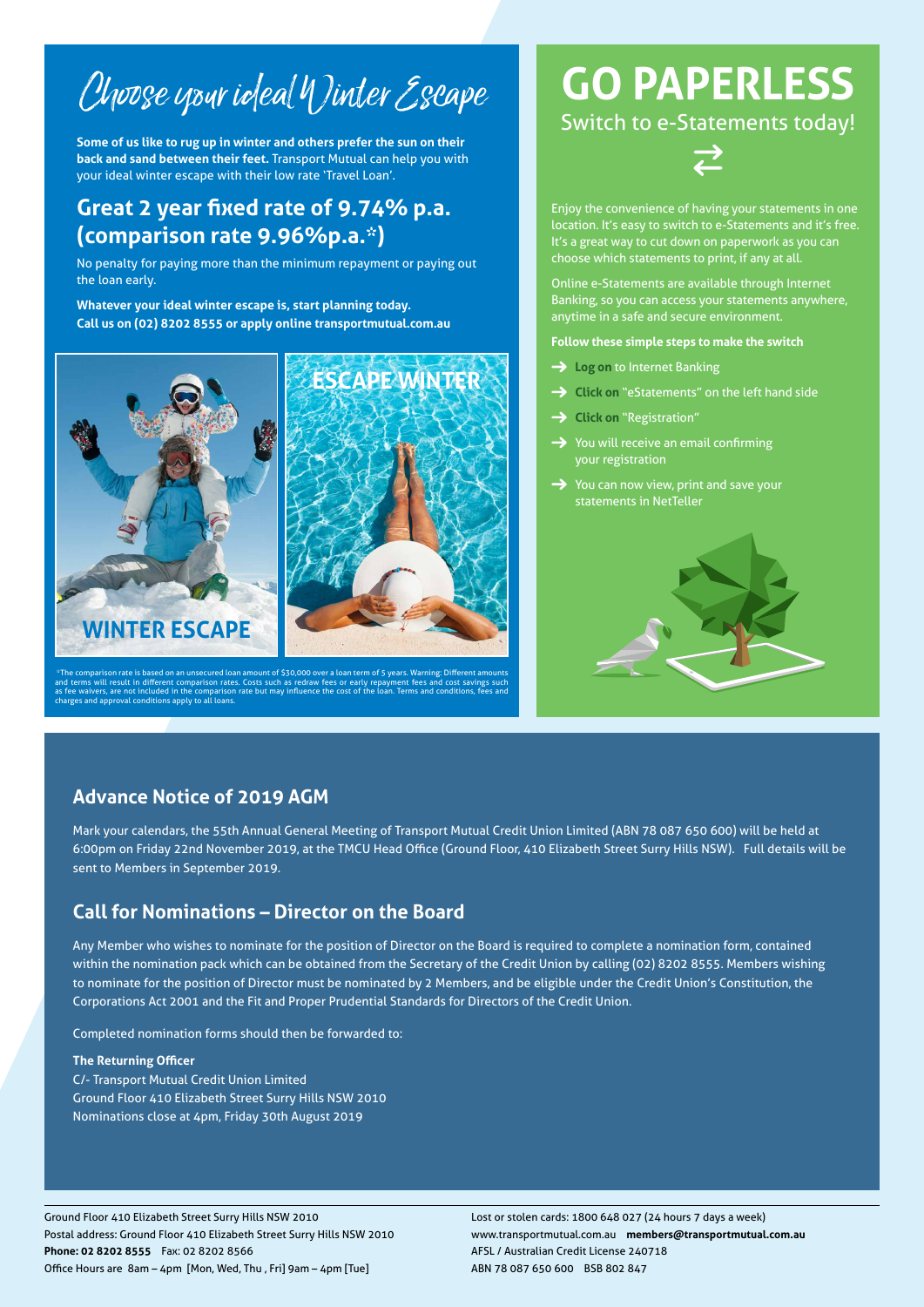# Choose your ideal Winter Escape

**Some of us like to rug up in winter and others prefer the sun on their back and sand between their feet.** Transport Mutual can help you with your ideal winter escape with their low rate 'Travel Loan'.

## Great 2 year fixed rate of 9.74% p.a. (comparison rate 9.96%p.a.*)

No penalty for paying more than the minimum repayment or paying out the loan early.

**Whatever your ideal winter escape is, start planning today. Call us on (02) 8202 8555 or apply online transportmutual.com.au**

WINTER ESCAPE

ESCAPE WINTER

*The comparison rate is based on an unsecured loan amount of $30,000 over a loan term of 5 years. Warning: Different amounts and terms will result in different comparison rates. Costs such as redraw fees or early repayment fees and cost savings such as fee waivers, are not included in the comparison rate but may influence the cost of the loan. Terms and conditions, fees and charges and approval conditions apply to all loans.

# GO PAPERLESS

Switch to e-Statements today!

Enjoy the convenience of having your statements in one location. It's easy to switch to e-Statements and it's free. It's a great way to cut down on paperwork as you can choose which statements to print, if any at all.

Online e-Statements are available through Internet Banking, so you can access your statements anywhere, anytime in a safe and secure environment.

**Follow these simple steps to make the switch**

- **Log on** to Internet Banking
- **Click on** "eStatements" on the left hand side
- **Click on** "Registration"
- You will receive an email confirming your registration
- You can now view, print and save your statements in NetTeller

## Advance Notice of 2019 AGM

Mark your calendars, the 55th Annual General Meeting of Transport Mutual Credit Union Limited (ABN 78 087 650 600) will be held at 6:00pm on Friday 22nd November 2019, at the TMCU Head Office (Ground Floor, 410 Elizabeth Street Surry Hills NSW). Full details will be sent to Members in September 2019.

## Call for Nominations – Director on the Board

Any Member who wishes to nominate for the position of Director on the Board is required to complete a nomination form, contained within the nomination pack which can be obtained from the Secretary of the Credit Union by calling (02) 8202 8555. Members wishing to nominate for the position of Director must be nominated by 2 Members, and be eligible under the Credit Union's Constitution, the Corporations Act 2001 and the Fit and Proper Prudential Standards for Directors of the Credit Union.

Completed nomination forms should then be forwarded to:

**The Returning Officer**
C/- Transport Mutual Credit Union Limited
Ground Floor 410 Elizabeth Street Surry Hills NSW 2010
Nominations close at 4pm, Friday 30th August 2019

Ground Floor 410 Elizabeth Street Surry Hills NSW 2010
Postal address: Ground Floor 410 Elizabeth Street Surry Hills NSW 2010
**Phone: 02 8202 8555** Fax: 02 8202 8566
Office Hours are 8am – 4pm [Mon, Wed, Thu , Fri] 9am – 4pm [Tue]

Lost or stolen cards: 1800 648 027 (24 hours 7 days a week)
www.transportmutual.com.au **members@transportmutual.com.au**
AFSL / Australian Credit License 240718
ABN 78 087 650 600 BSB 802 847